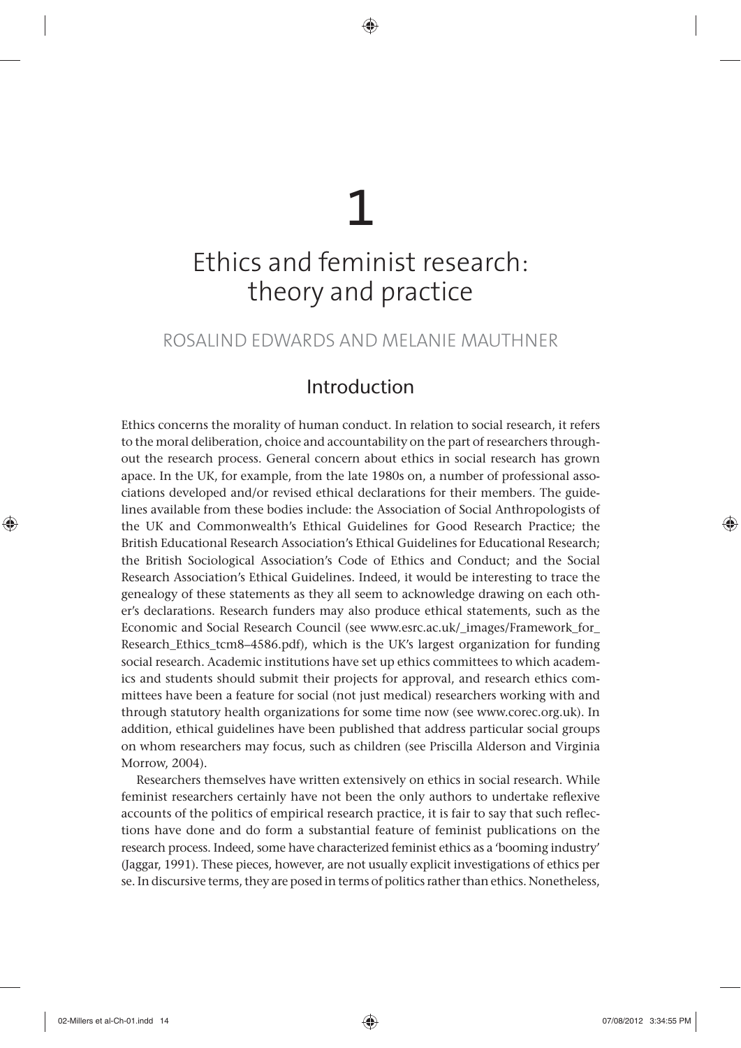# 1

# Ethics and feminist research: theory and practice

ROSALIND EDWARDS AND MELANIE MAUTHNER

## Introduction

Ethics concerns the morality of human conduct. In relation to social research, it refers to the moral deliberation, choice and accountability on the part of researchers throughout the research process. General concern about ethics in social research has grown apace. In the UK, for example, from the late 1980s on, a number of professional associations developed and/or revised ethical declarations for their members. The guidelines available from these bodies include: the Association of Social Anthropologists of the UK and Commonwealth's Ethical Guidelines for Good Research Practice; the British Educational Research Association's Ethical Guidelines for Educational Research; the British Sociological Association's Code of Ethics and Conduct; and the Social Research Association's Ethical Guidelines. Indeed, it would be interesting to trace the genealogy of these statements as they all seem to acknowledge drawing on each other's declarations. Research funders may also produce ethical statements, such as the Economic and Social Research Council (see www.esrc.ac.uk/_images/Framework_for_Research_Ethics_tcm8–4586.pdf), which is the UK's largest organization for funding social research. Academic institutions have set up ethics committees to which academics and students should submit their projects for approval, and research ethics committees have been a feature for social (not just medical) researchers working with and through statutory health organizations for some time now (see www.corec.org.uk). In addition, ethical guidelines have been published that address particular social groups on whom researchers may focus, such as children (see Priscilla Alderson and Virginia Morrow, 2004).

Researchers themselves have written extensively on ethics in social research. While feminist researchers certainly have not been the only authors to undertake reflexive accounts of the politics of empirical research practice, it is fair to say that such reflections have done and do form a substantial feature of feminist publications on the research process. Indeed, some have characterized feminist ethics as a 'booming industry' (Jaggar, 1991). These pieces, however, are not usually explicit investigations of ethics per se. In discursive terms, they are posed in terms of politics rather than ethics. Nonetheless,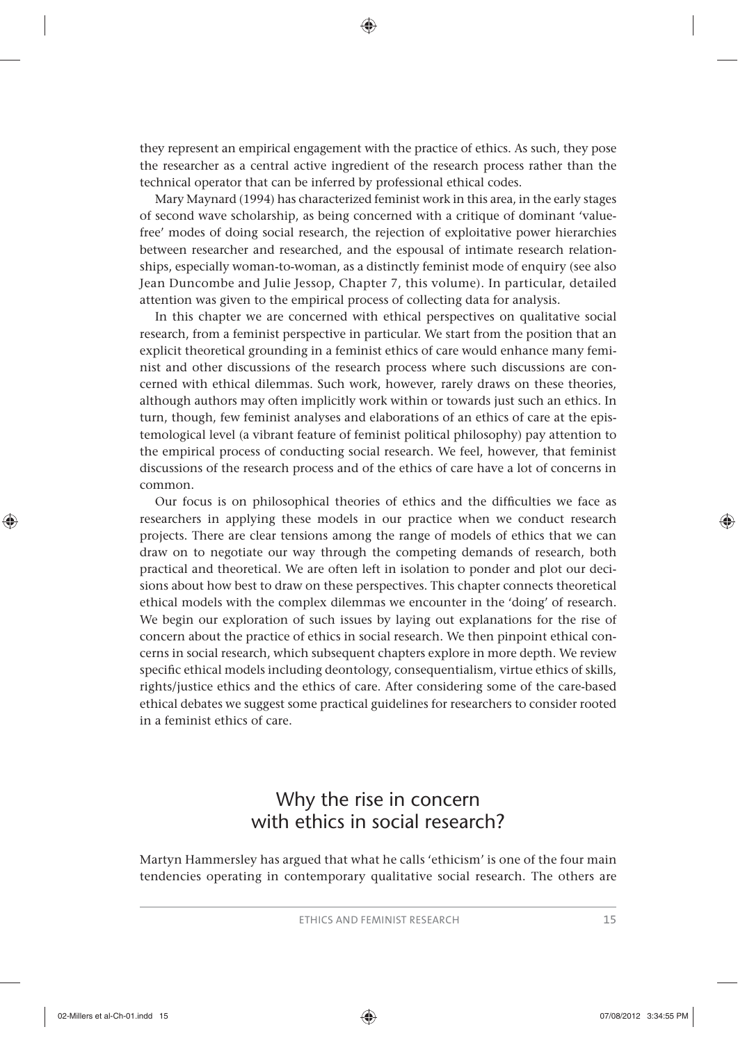they represent an empirical engagement with the practice of ethics. As such, they pose the researcher as a central active ingredient of the research process rather than the technical operator that can be inferred by professional ethical codes.

Mary Maynard (1994) has characterized feminist work in this area, in the early stages of second wave scholarship, as being concerned with a critique of dominant 'value-free' modes of doing social research, the rejection of exploitative power hierarchies between researcher and researched, and the espousal of intimate research relationships, especially woman-to-woman, as a distinctly feminist mode of enquiry (see also Jean Duncombe and Julie Jessop, Chapter 7, this volume). In particular, detailed attention was given to the empirical process of collecting data for analysis.

In this chapter we are concerned with ethical perspectives on qualitative social research, from a feminist perspective in particular. We start from the position that an explicit theoretical grounding in a feminist ethics of care would enhance many feminist and other discussions of the research process where such discussions are concerned with ethical dilemmas. Such work, however, rarely draws on these theories, although authors may often implicitly work within or towards just such an ethics. In turn, though, few feminist analyses and elaborations of an ethics of care at the epistemological level (a vibrant feature of feminist political philosophy) pay attention to the empirical process of conducting social research. We feel, however, that feminist discussions of the research process and of the ethics of care have a lot of concerns in common.

Our focus is on philosophical theories of ethics and the difficulties we face as researchers in applying these models in our practice when we conduct research projects. There are clear tensions among the range of models of ethics that we can draw on to negotiate our way through the competing demands of research, both practical and theoretical. We are often left in isolation to ponder and plot our decisions about how best to draw on these perspectives. This chapter connects theoretical ethical models with the complex dilemmas we encounter in the 'doing' of research. We begin our exploration of such issues by laying out explanations for the rise of concern about the practice of ethics in social research. We then pinpoint ethical concerns in social research, which subsequent chapters explore in more depth. We review specific ethical models including deontology, consequentialism, virtue ethics of skills, rights/justice ethics and the ethics of care. After considering some of the care-based ethical debates we suggest some practical guidelines for researchers to consider rooted in a feminist ethics of care.

## Why the rise in concern with ethics in social research?

Martyn Hammersley has argued that what he calls 'ethicism' is one of the four main tendencies operating in contemporary qualitative social research. The others are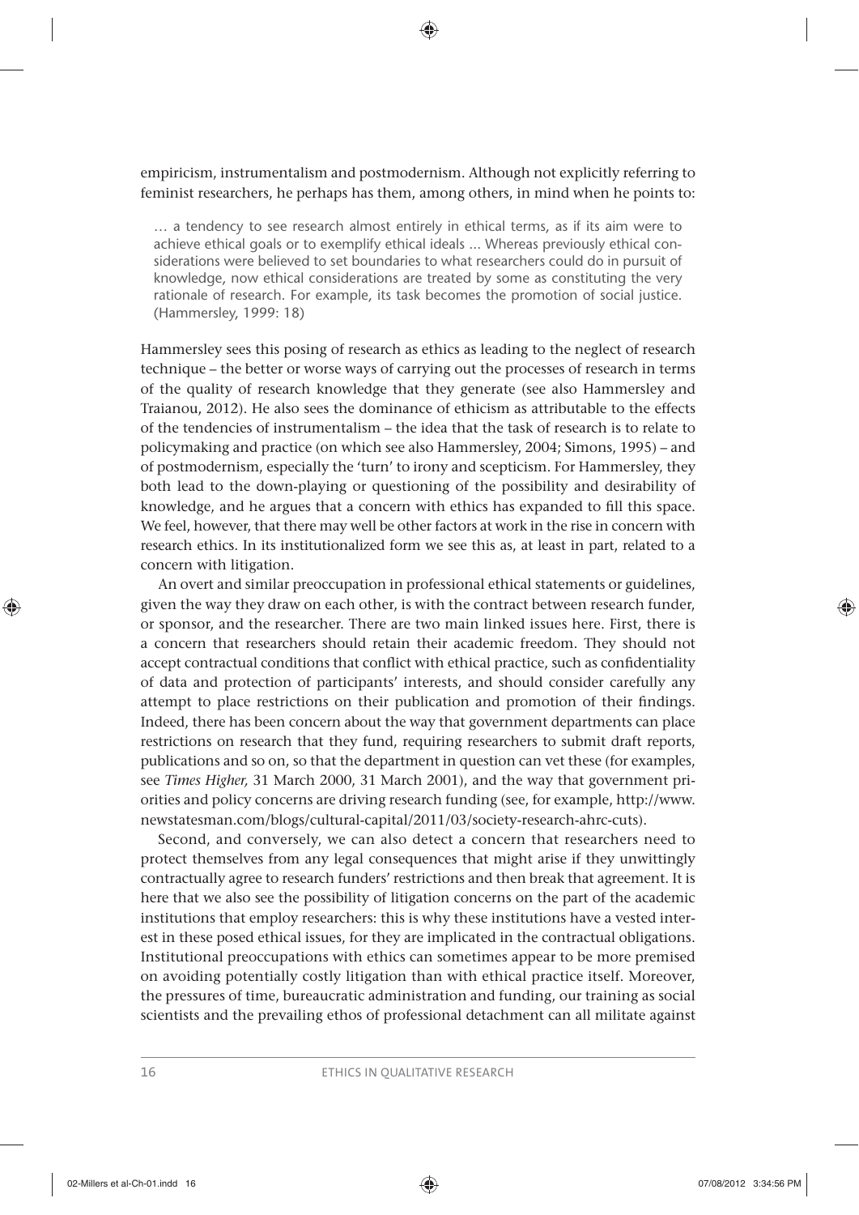empiricism, instrumentalism and postmodernism. Although not explicitly referring to feminist researchers, he perhaps has them, among others, in mind when he points to:

> … a tendency to see research almost entirely in ethical terms, as if its aim were to achieve ethical goals or to exemplify ethical ideals ... Whereas previously ethical considerations were believed to set boundaries to what researchers could do in pursuit of knowledge, now ethical considerations are treated by some as constituting the very rationale of research. For example, its task becomes the promotion of social justice. (Hammersley, 1999: 18)

Hammersley sees this posing of research as ethics as leading to the neglect of research technique – the better or worse ways of carrying out the processes of research in terms of the quality of research knowledge that they generate (see also Hammersley and Traianou, 2012). He also sees the dominance of ethicism as attributable to the effects of the tendencies of instrumentalism – the idea that the task of research is to relate to policymaking and practice (on which see also Hammersley, 2004; Simons, 1995) – and of postmodernism, especially the 'turn' to irony and scepticism. For Hammersley, they both lead to the down-playing or questioning of the possibility and desirability of knowledge, and he argues that a concern with ethics has expanded to fill this space. We feel, however, that there may well be other factors at work in the rise in concern with research ethics. In its institutionalized form we see this as, at least in part, related to a concern with litigation.

An overt and similar preoccupation in professional ethical statements or guidelines, given the way they draw on each other, is with the contract between research funder, or sponsor, and the researcher. There are two main linked issues here. First, there is a concern that researchers should retain their academic freedom. They should not accept contractual conditions that conflict with ethical practice, such as confidentiality of data and protection of participants' interests, and should consider carefully any attempt to place restrictions on their publication and promotion of their findings. Indeed, there has been concern about the way that government departments can place restrictions on research that they fund, requiring researchers to submit draft reports, publications and so on, so that the department in question can vet these (for examples, see *Times Higher,* 31 March 2000, 31 March 2001), and the way that government priorities and policy concerns are driving research funding (see, for example, http://www.newstatesman.com/blogs/cultural-capital/2011/03/society-research-ahrc-cuts).

Second, and conversely, we can also detect a concern that researchers need to protect themselves from any legal consequences that might arise if they unwittingly contractually agree to research funders' restrictions and then break that agreement. It is here that we also see the possibility of litigation concerns on the part of the academic institutions that employ researchers: this is why these institutions have a vested interest in these posed ethical issues, for they are implicated in the contractual obligations. Institutional preoccupations with ethics can sometimes appear to be more premised on avoiding potentially costly litigation than with ethical practice itself. Moreover, the pressures of time, bureaucratic administration and funding, our training as social scientists and the prevailing ethos of professional detachment can all militate against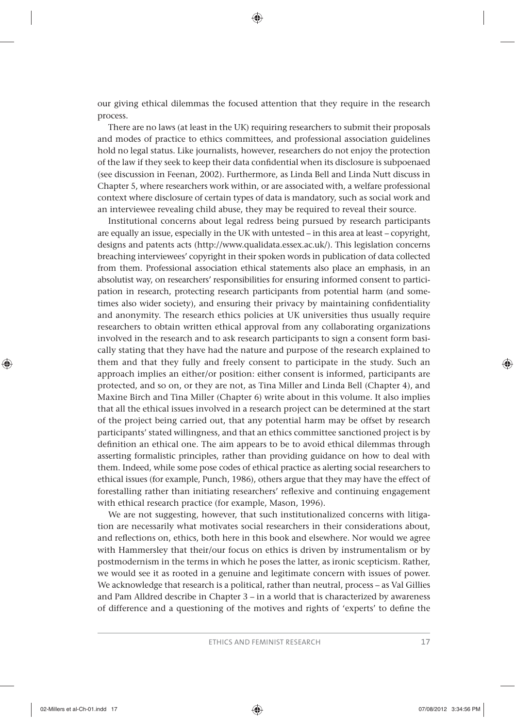our giving ethical dilemmas the focused attention that they require in the research process.

There are no laws (at least in the UK) requiring researchers to submit their proposals and modes of practice to ethics committees, and professional association guidelines hold no legal status. Like journalists, however, researchers do not enjoy the protection of the law if they seek to keep their data confidential when its disclosure is subpoenaed (see discussion in Feenan, 2002). Furthermore, as Linda Bell and Linda Nutt discuss in Chapter 5, where researchers work within, or are associated with, a welfare professional context where disclosure of certain types of data is mandatory, such as social work and an interviewee revealing child abuse, they may be required to reveal their source.

Institutional concerns about legal redress being pursued by research participants are equally an issue, especially in the UK with untested – in this area at least – copyright, designs and patents acts (http://www.qualidata.essex.ac.uk/). This legislation concerns breaching interviewees' copyright in their spoken words in publication of data collected from them. Professional association ethical statements also place an emphasis, in an absolutist way, on researchers' responsibilities for ensuring informed consent to participation in research, protecting research participants from potential harm (and sometimes also wider society), and ensuring their privacy by maintaining confidentiality and anonymity. The research ethics policies at UK universities thus usually require researchers to obtain written ethical approval from any collaborating organizations involved in the research and to ask research participants to sign a consent form basically stating that they have had the nature and purpose of the research explained to them and that they fully and freely consent to participate in the study. Such an approach implies an either/or position: either consent is informed, participants are protected, and so on, or they are not, as Tina Miller and Linda Bell (Chapter 4), and Maxine Birch and Tina Miller (Chapter 6) write about in this volume. It also implies that all the ethical issues involved in a research project can be determined at the start of the project being carried out, that any potential harm may be offset by research participants' stated willingness, and that an ethics committee sanctioned project is by definition an ethical one. The aim appears to be to avoid ethical dilemmas through asserting formalistic principles, rather than providing guidance on how to deal with them. Indeed, while some pose codes of ethical practice as alerting social researchers to ethical issues (for example, Punch, 1986), others argue that they may have the effect of forestalling rather than initiating researchers' reflexive and continuing engagement with ethical research practice (for example, Mason, 1996).

We are not suggesting, however, that such institutionalized concerns with litigation are necessarily what motivates social researchers in their considerations about, and reflections on, ethics, both here in this book and elsewhere. Nor would we agree with Hammersley that their/our focus on ethics is driven by instrumentalism or by postmodernism in the terms in which he poses the latter, as ironic scepticism. Rather, we would see it as rooted in a genuine and legitimate concern with issues of power. We acknowledge that research is a political, rather than neutral, process – as Val Gillies and Pam Alldred describe in Chapter 3 – in a world that is characterized by awareness of difference and a questioning of the motives and rights of 'experts' to define the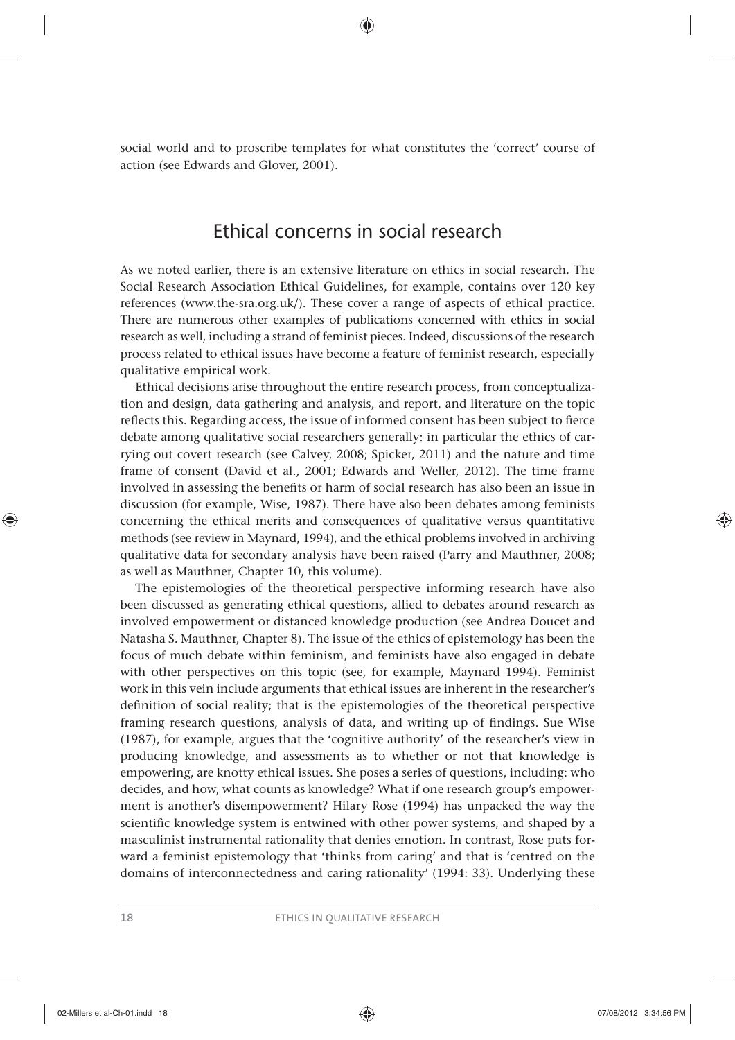social world and to proscribe templates for what constitutes the 'correct' course of action (see Edwards and Glover, 2001).

## Ethical concerns in social research

As we noted earlier, there is an extensive literature on ethics in social research. The Social Research Association Ethical Guidelines, for example, contains over 120 key references (www.the-sra.org.uk/). These cover a range of aspects of ethical practice. There are numerous other examples of publications concerned with ethics in social research as well, including a strand of feminist pieces. Indeed, discussions of the research process related to ethical issues have become a feature of feminist research, especially qualitative empirical work.

Ethical decisions arise throughout the entire research process, from conceptualization and design, data gathering and analysis, and report, and literature on the topic reflects this. Regarding access, the issue of informed consent has been subject to fierce debate among qualitative social researchers generally: in particular the ethics of carrying out covert research (see Calvey, 2008; Spicker, 2011) and the nature and time frame of consent (David et al., 2001; Edwards and Weller, 2012). The time frame involved in assessing the benefits or harm of social research has also been an issue in discussion (for example, Wise, 1987). There have also been debates among feminists concerning the ethical merits and consequences of qualitative versus quantitative methods (see review in Maynard, 1994), and the ethical problems involved in archiving qualitative data for secondary analysis have been raised (Parry and Mauthner, 2008; as well as Mauthner, Chapter 10, this volume).

The epistemologies of the theoretical perspective informing research have also been discussed as generating ethical questions, allied to debates around research as involved empowerment or distanced knowledge production (see Andrea Doucet and Natasha S. Mauthner, Chapter 8). The issue of the ethics of epistemology has been the focus of much debate within feminism, and feminists have also engaged in debate with other perspectives on this topic (see, for example, Maynard 1994). Feminist work in this vein include arguments that ethical issues are inherent in the researcher's definition of social reality; that is the epistemologies of the theoretical perspective framing research questions, analysis of data, and writing up of findings. Sue Wise (1987), for example, argues that the 'cognitive authority' of the researcher's view in producing knowledge, and assessments as to whether or not that knowledge is empowering, are knotty ethical issues. She poses a series of questions, including: who decides, and how, what counts as knowledge? What if one research group's empowerment is another's disempowerment? Hilary Rose (1994) has unpacked the way the scientific knowledge system is entwined with other power systems, and shaped by a masculinist instrumental rationality that denies emotion. In contrast, Rose puts forward a feminist epistemology that 'thinks from caring' and that is 'centred on the domains of interconnectedness and caring rationality' (1994: 33). Underlying these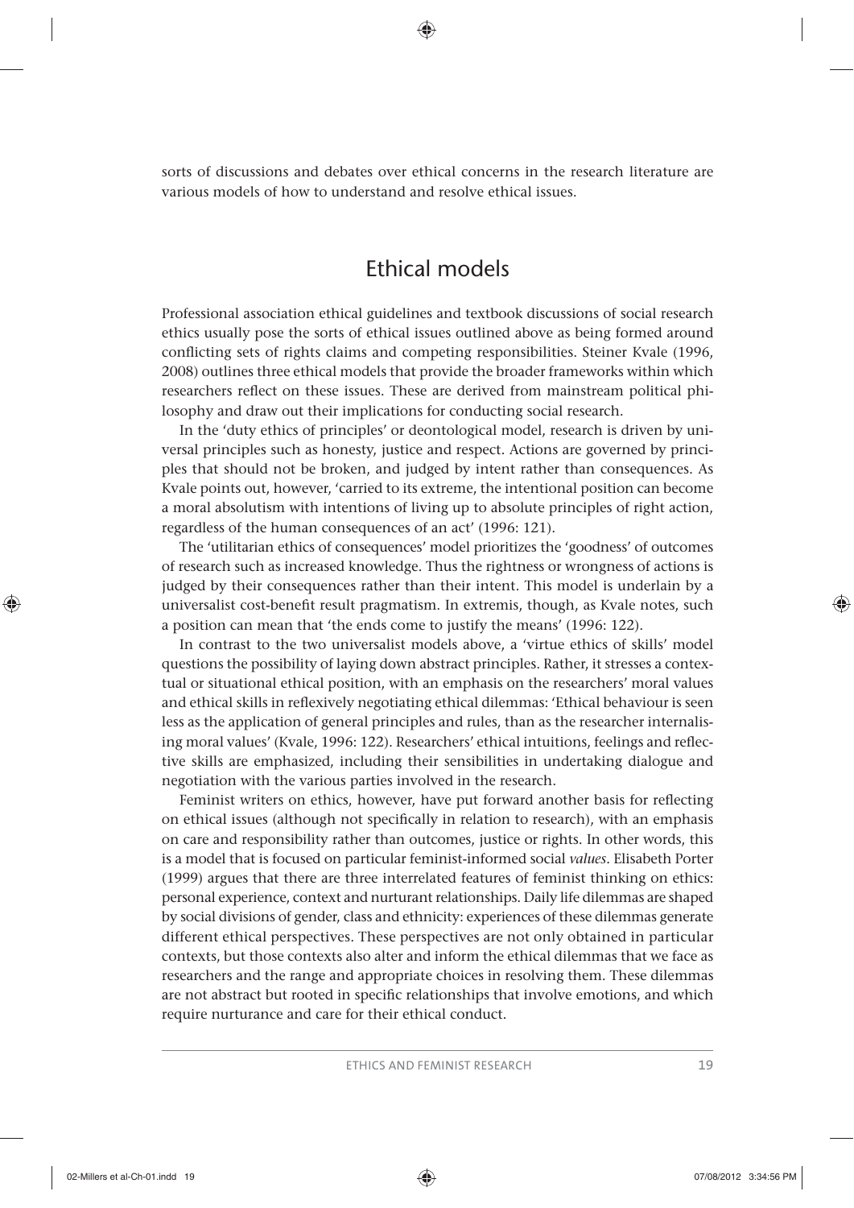sorts of discussions and debates over ethical concerns in the research literature are various models of how to understand and resolve ethical issues.

## Ethical models

Professional association ethical guidelines and textbook discussions of social research ethics usually pose the sorts of ethical issues outlined above as being formed around conflicting sets of rights claims and competing responsibilities. Steiner Kvale (1996, 2008) outlines three ethical models that provide the broader frameworks within which researchers reflect on these issues. These are derived from mainstream political philosophy and draw out their implications for conducting social research.

In the 'duty ethics of principles' or deontological model, research is driven by universal principles such as honesty, justice and respect. Actions are governed by principles that should not be broken, and judged by intent rather than consequences. As Kvale points out, however, 'carried to its extreme, the intentional position can become a moral absolutism with intentions of living up to absolute principles of right action, regardless of the human consequences of an act' (1996: 121).

The 'utilitarian ethics of consequences' model prioritizes the 'goodness' of outcomes of research such as increased knowledge. Thus the rightness or wrongness of actions is judged by their consequences rather than their intent. This model is underlain by a universalist cost-benefit result pragmatism. In extremis, though, as Kvale notes, such a position can mean that 'the ends come to justify the means' (1996: 122).

In contrast to the two universalist models above, a 'virtue ethics of skills' model questions the possibility of laying down abstract principles. Rather, it stresses a contextual or situational ethical position, with an emphasis on the researchers' moral values and ethical skills in reflexively negotiating ethical dilemmas: 'Ethical behaviour is seen less as the application of general principles and rules, than as the researcher internalising moral values' (Kvale, 1996: 122). Researchers' ethical intuitions, feelings and reflective skills are emphasized, including their sensibilities in undertaking dialogue and negotiation with the various parties involved in the research.

Feminist writers on ethics, however, have put forward another basis for reflecting on ethical issues (although not specifically in relation to research), with an emphasis on care and responsibility rather than outcomes, justice or rights. In other words, this is a model that is focused on particular feminist-informed social *values*. Elisabeth Porter (1999) argues that there are three interrelated features of feminist thinking on ethics: personal experience, context and nurturant relationships. Daily life dilemmas are shaped by social divisions of gender, class and ethnicity: experiences of these dilemmas generate different ethical perspectives. These perspectives are not only obtained in particular contexts, but those contexts also alter and inform the ethical dilemmas that we face as researchers and the range and appropriate choices in resolving them. These dilemmas are not abstract but rooted in specific relationships that involve emotions, and which require nurturance and care for their ethical conduct.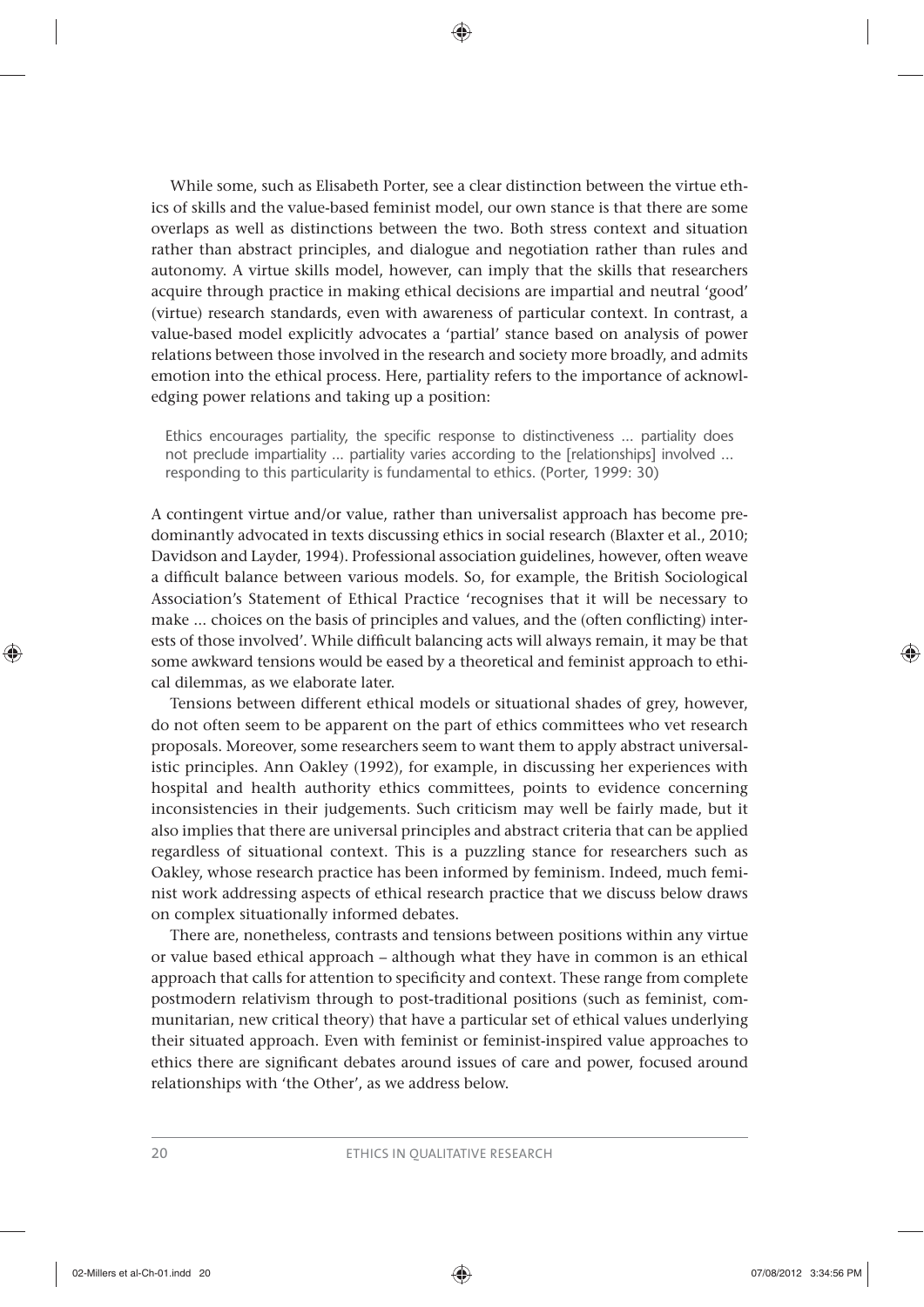While some, such as Elisabeth Porter, see a clear distinction between the virtue ethics of skills and the value-based feminist model, our own stance is that there are some overlaps as well as distinctions between the two. Both stress context and situation rather than abstract principles, and dialogue and negotiation rather than rules and autonomy. A virtue skills model, however, can imply that the skills that researchers acquire through practice in making ethical decisions are impartial and neutral 'good' (virtue) research standards, even with awareness of particular context. In contrast, a value-based model explicitly advocates a 'partial' stance based on analysis of power relations between those involved in the research and society more broadly, and admits emotion into the ethical process. Here, partiality refers to the importance of acknowledging power relations and taking up a position:

> Ethics encourages partiality, the specific response to distinctiveness … partiality does not preclude impartiality … partiality varies according to the [relationships] involved … responding to this particularity is fundamental to ethics. (Porter, 1999: 30)

A contingent virtue and/or value, rather than universalist approach has become predominantly advocated in texts discussing ethics in social research (Blaxter et al., 2010; Davidson and Layder, 1994). Professional association guidelines, however, often weave a difficult balance between various models. So, for example, the British Sociological Association's Statement of Ethical Practice 'recognises that it will be necessary to make … choices on the basis of principles and values, and the (often conflicting) interests of those involved'. While difficult balancing acts will always remain, it may be that some awkward tensions would be eased by a theoretical and feminist approach to ethical dilemmas, as we elaborate later.

Tensions between different ethical models or situational shades of grey, however, do not often seem to be apparent on the part of ethics committees who vet research proposals. Moreover, some researchers seem to want them to apply abstract universalistic principles. Ann Oakley (1992), for example, in discussing her experiences with hospital and health authority ethics committees, points to evidence concerning inconsistencies in their judgements. Such criticism may well be fairly made, but it also implies that there are universal principles and abstract criteria that can be applied regardless of situational context. This is a puzzling stance for researchers such as Oakley, whose research practice has been informed by feminism. Indeed, much feminist work addressing aspects of ethical research practice that we discuss below draws on complex situationally informed debates.

There are, nonetheless, contrasts and tensions between positions within any virtue or value based ethical approach – although what they have in common is an ethical approach that calls for attention to specificity and context. These range from complete postmodern relativism through to post-traditional positions (such as feminist, communitarian, new critical theory) that have a particular set of ethical values underlying their situated approach. Even with feminist or feminist-inspired value approaches to ethics there are significant debates around issues of care and power, focused around relationships with 'the Other', as we address below.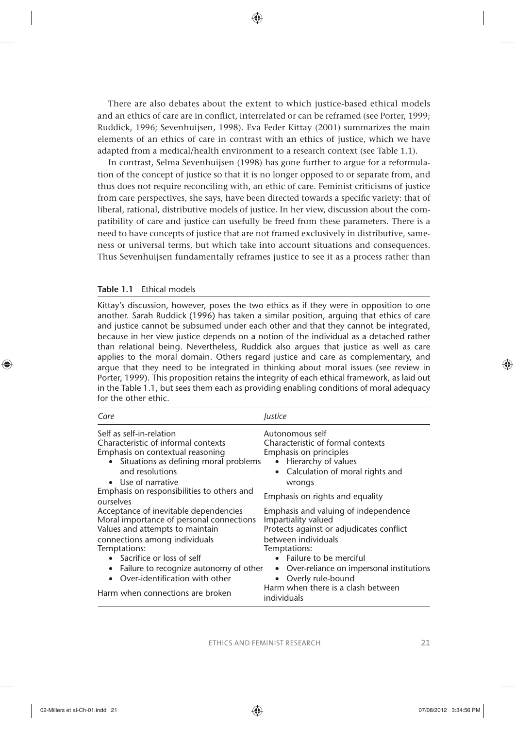There are also debates about the extent to which justice-based ethical models and an ethics of care are in conflict, interrelated or can be reframed (see Porter, 1999; Ruddick, 1996; Sevenhuijsen, 1998). Eva Feder Kittay (2001) summarizes the main elements of an ethics of care in contrast with an ethics of justice, which we have adapted from a medical/health environment to a research context (see Table 1.1).

In contrast, Selma Sevenhuijsen (1998) has gone further to argue for a reformulation of the concept of justice so that it is no longer opposed to or separate from, and thus does not require reconciling with, an ethic of care. Feminist criticisms of justice from care perspectives, she says, have been directed towards a specific variety: that of liberal, rational, distributive models of justice. In her view, discussion about the compatibility of care and justice can usefully be freed from these parameters. There is a need to have concepts of justice that are not framed exclusively in distributive, sameness or universal terms, but which take into account situations and consequences. Thus Sevenhuijsen fundamentally reframes justice to see it as a process rather than

**Table 1.1** Ethical models

Kittay's discussion, however, poses the two ethics as if they were in opposition to one another. Sarah Ruddick (1996) has taken a similar position, arguing that ethics of care and justice cannot be subsumed under each other and that they cannot be integrated, because in her view justice depends on a notion of the individual as a detached rather than relational being. Nevertheless, Ruddick also argues that justice as well as care applies to the moral domain. Others regard justice and care as complementary, and argue that they need to be integrated in thinking about moral issues (see review in Porter, 1999). This proposition retains the integrity of each ethical framework, as laid out in the Table 1.1, but sees them each as providing enabling conditions of moral adequacy for the other ethic.

| *Care* | *Justice* |
|---|---|
| Self as self-in-relation | Autonomous self |
| Characteristic of informal contexts | Characteristic of formal contexts |
| Emphasis on contextual reasoning<br>• Situations as defining moral problems and resolutions<br>• Use of narrative | Emphasis on principles<br>• Hierarchy of values<br>• Calculation of moral rights and wrongs |
| Emphasis on responsibilities to others and ourselves | Emphasis on rights and equality |
| Acceptance of inevitable dependencies | Emphasis and valuing of independence |
| Moral importance of personal connections | Impartiality valued |
| Values and attempts to maintain connections among individuals | Protects against or adjudicates conflict between individuals |
| Temptations:<br>• Sacrifice or loss of self<br>• Failure to recognize autonomy of other<br>• Over-identification with other | Temptations:<br>• Failure to be merciful<br>• Over-reliance on impersonal institutions<br>• Overly rule-bound |
| Harm when connections are broken | Harm when there is a clash between individuals |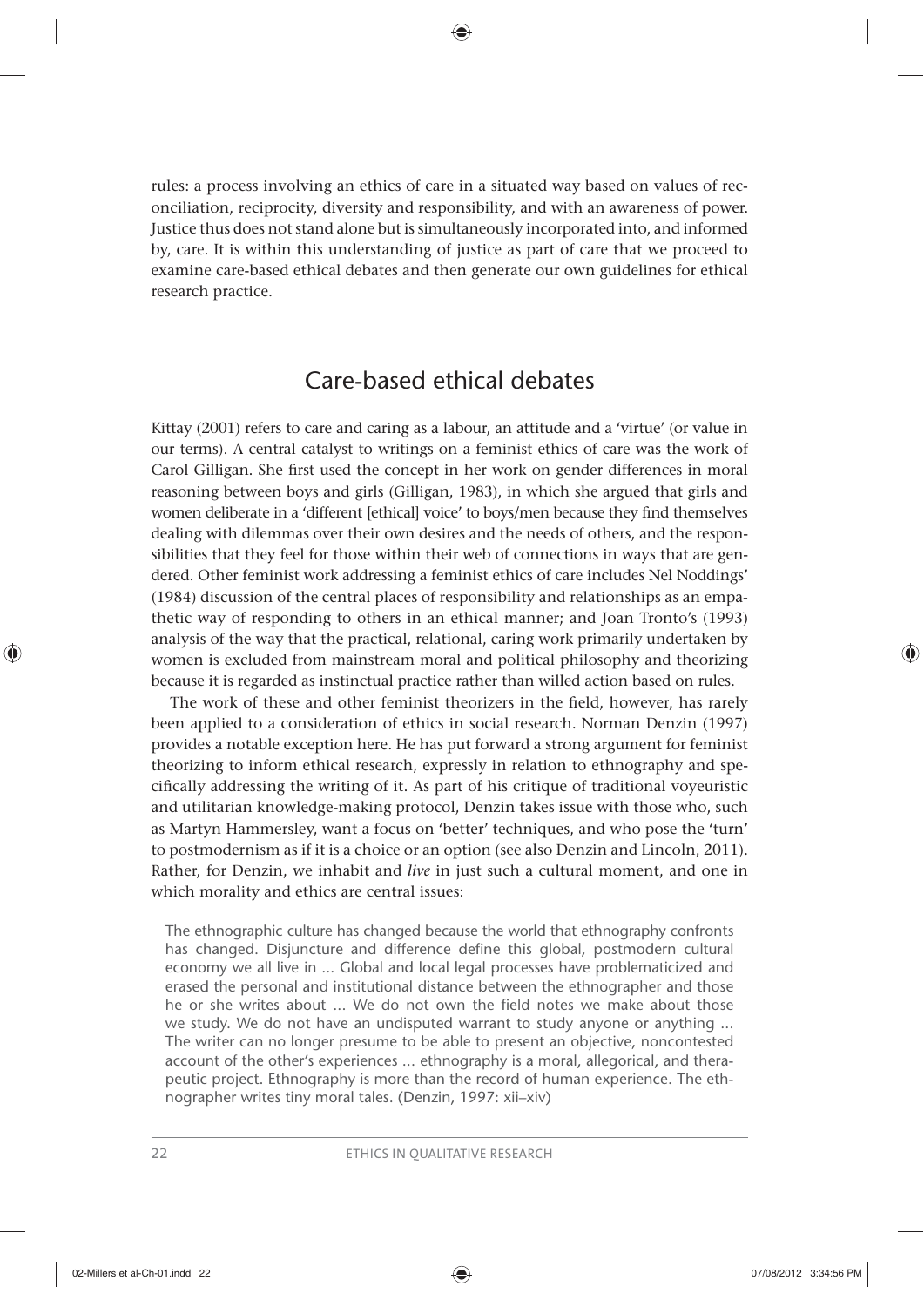rules: a process involving an ethics of care in a situated way based on values of reconciliation, reciprocity, diversity and responsibility, and with an awareness of power. Justice thus does not stand alone but is simultaneously incorporated into, and informed by, care. It is within this understanding of justice as part of care that we proceed to examine care-based ethical debates and then generate our own guidelines for ethical research practice.

## Care-based ethical debates

Kittay (2001) refers to care and caring as a labour, an attitude and a 'virtue' (or value in our terms). A central catalyst to writings on a feminist ethics of care was the work of Carol Gilligan. She first used the concept in her work on gender differences in moral reasoning between boys and girls (Gilligan, 1983), in which she argued that girls and women deliberate in a 'different [ethical] voice' to boys/men because they find themselves dealing with dilemmas over their own desires and the needs of others, and the responsibilities that they feel for those within their web of connections in ways that are gendered. Other feminist work addressing a feminist ethics of care includes Nel Noddings' (1984) discussion of the central places of responsibility and relationships as an empathetic way of responding to others in an ethical manner; and Joan Tronto's (1993) analysis of the way that the practical, relational, caring work primarily undertaken by women is excluded from mainstream moral and political philosophy and theorizing because it is regarded as instinctual practice rather than willed action based on rules.

The work of these and other feminist theorizers in the field, however, has rarely been applied to a consideration of ethics in social research. Norman Denzin (1997) provides a notable exception here. He has put forward a strong argument for feminist theorizing to inform ethical research, expressly in relation to ethnography and specifically addressing the writing of it. As part of his critique of traditional voyeuristic and utilitarian knowledge-making protocol, Denzin takes issue with those who, such as Martyn Hammersley, want a focus on 'better' techniques, and who pose the 'turn' to postmodernism as if it is a choice or an option (see also Denzin and Lincoln, 2011). Rather, for Denzin, we inhabit and *live* in just such a cultural moment, and one in which morality and ethics are central issues:

> The ethnographic culture has changed because the world that ethnography confronts has changed. Disjuncture and difference define this global, postmodern cultural economy we all live in ... Global and local legal processes have problematicized and erased the personal and institutional distance between the ethnographer and those he or she writes about ... We do not own the field notes we make about those we study. We do not have an undisputed warrant to study anyone or anything ... The writer can no longer presume to be able to present an objective, noncontested account of the other's experiences ... ethnography is a moral, allegorical, and therapeutic project. Ethnography is more than the record of human experience. The ethnographer writes tiny moral tales. (Denzin, 1997: xii–xiv)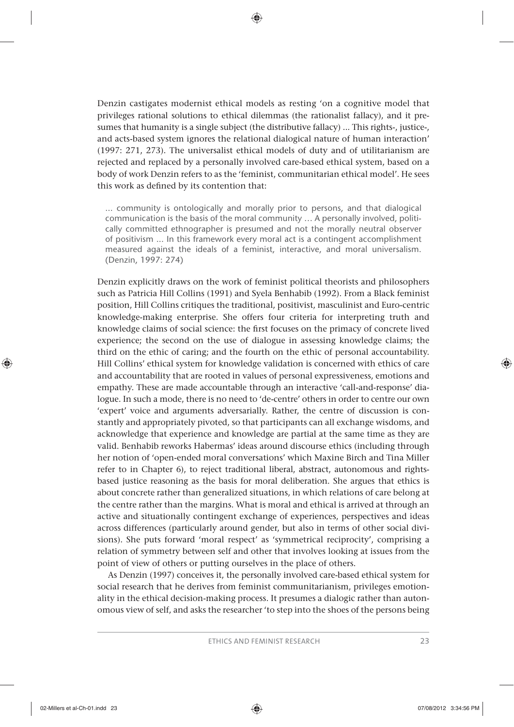Denzin castigates modernist ethical models as resting 'on a cognitive model that privileges rational solutions to ethical dilemmas (the rationalist fallacy), and it presumes that humanity is a single subject (the distributive fallacy) ... This rights-, justice-, and acts-based system ignores the relational dialogical nature of human interaction' (1997: 271, 273). The universalist ethical models of duty and of utilitarianism are rejected and replaced by a personally involved care-based ethical system, based on a body of work Denzin refers to as the 'feminist, communitarian ethical model'. He sees this work as defined by its contention that:

> ... community is ontologically and morally prior to persons, and that dialogical communication is the basis of the moral community … A personally involved, politically committed ethnographer is presumed and not the morally neutral observer of positivism ... In this framework every moral act is a contingent accomplishment measured against the ideals of a feminist, interactive, and moral universalism. (Denzin, 1997: 274)

Denzin explicitly draws on the work of feminist political theorists and philosophers such as Patricia Hill Collins (1991) and Syela Benhabib (1992). From a Black feminist position, Hill Collins critiques the traditional, positivist, masculinist and Euro-centric knowledge-making enterprise. She offers four criteria for interpreting truth and knowledge claims of social science: the first focuses on the primacy of concrete lived experience; the second on the use of dialogue in assessing knowledge claims; the third on the ethic of caring; and the fourth on the ethic of personal accountability. Hill Collins' ethical system for knowledge validation is concerned with ethics of care and accountability that are rooted in values of personal expressiveness, emotions and empathy. These are made accountable through an interactive 'call-and-response' dialogue. In such a mode, there is no need to 'de-centre' others in order to centre our own 'expert' voice and arguments adversarially. Rather, the centre of discussion is constantly and appropriately pivoted, so that participants can all exchange wisdoms, and acknowledge that experience and knowledge are partial at the same time as they are valid. Benhabib reworks Habermas' ideas around discourse ethics (including through her notion of 'open-ended moral conversations' which Maxine Birch and Tina Miller refer to in Chapter 6), to reject traditional liberal, abstract, autonomous and rights-based justice reasoning as the basis for moral deliberation. She argues that ethics is about concrete rather than generalized situations, in which relations of care belong at the centre rather than the margins. What is moral and ethical is arrived at through an active and situationally contingent exchange of experiences, perspectives and ideas across differences (particularly around gender, but also in terms of other social divisions). She puts forward 'moral respect' as 'symmetrical reciprocity', comprising a relation of symmetry between self and other that involves looking at issues from the point of view of others or putting ourselves in the place of others.

As Denzin (1997) conceives it, the personally involved care-based ethical system for social research that he derives from feminist communitarianism, privileges emotionality in the ethical decision-making process. It presumes a dialogic rather than autonomous view of self, and asks the researcher 'to step into the shoes of the persons being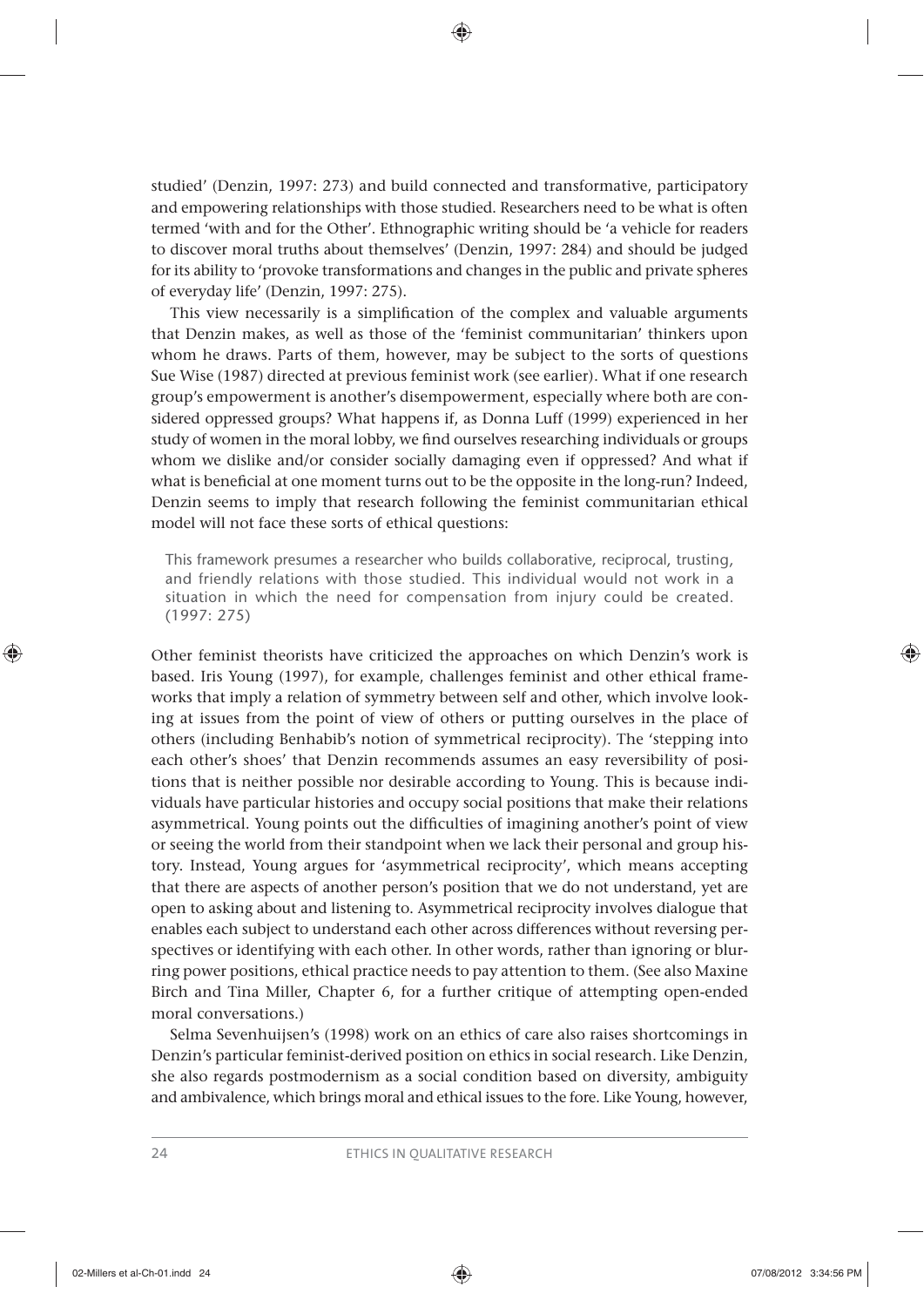studied' (Denzin, 1997: 273) and build connected and transformative, participatory and empowering relationships with those studied. Researchers need to be what is often termed 'with and for the Other'. Ethnographic writing should be 'a vehicle for readers to discover moral truths about themselves' (Denzin, 1997: 284) and should be judged for its ability to 'provoke transformations and changes in the public and private spheres of everyday life' (Denzin, 1997: 275).

This view necessarily is a simplification of the complex and valuable arguments that Denzin makes, as well as those of the 'feminist communitarian' thinkers upon whom he draws. Parts of them, however, may be subject to the sorts of questions Sue Wise (1987) directed at previous feminist work (see earlier). What if one research group's empowerment is another's disempowerment, especially where both are considered oppressed groups? What happens if, as Donna Luff (1999) experienced in her study of women in the moral lobby, we find ourselves researching individuals or groups whom we dislike and/or consider socially damaging even if oppressed? And what if what is beneficial at one moment turns out to be the opposite in the long-run? Indeed, Denzin seems to imply that research following the feminist communitarian ethical model will not face these sorts of ethical questions:

> This framework presumes a researcher who builds collaborative, reciprocal, trusting, and friendly relations with those studied. This individual would not work in a situation in which the need for compensation from injury could be created. (1997: 275)

Other feminist theorists have criticized the approaches on which Denzin's work is based. Iris Young (1997), for example, challenges feminist and other ethical frameworks that imply a relation of symmetry between self and other, which involve looking at issues from the point of view of others or putting ourselves in the place of others (including Benhabib's notion of symmetrical reciprocity). The 'stepping into each other's shoes' that Denzin recommends assumes an easy reversibility of positions that is neither possible nor desirable according to Young. This is because individuals have particular histories and occupy social positions that make their relations asymmetrical. Young points out the difficulties of imagining another's point of view or seeing the world from their standpoint when we lack their personal and group history. Instead, Young argues for 'asymmetrical reciprocity', which means accepting that there are aspects of another person's position that we do not understand, yet are open to asking about and listening to. Asymmetrical reciprocity involves dialogue that enables each subject to understand each other across differences without reversing perspectives or identifying with each other. In other words, rather than ignoring or blurring power positions, ethical practice needs to pay attention to them. (See also Maxine Birch and Tina Miller, Chapter 6, for a further critique of attempting open-ended moral conversations.)

Selma Sevenhuijsen's (1998) work on an ethics of care also raises shortcomings in Denzin's particular feminist-derived position on ethics in social research. Like Denzin, she also regards postmodernism as a social condition based on diversity, ambiguity and ambivalence, which brings moral and ethical issues to the fore. Like Young, however,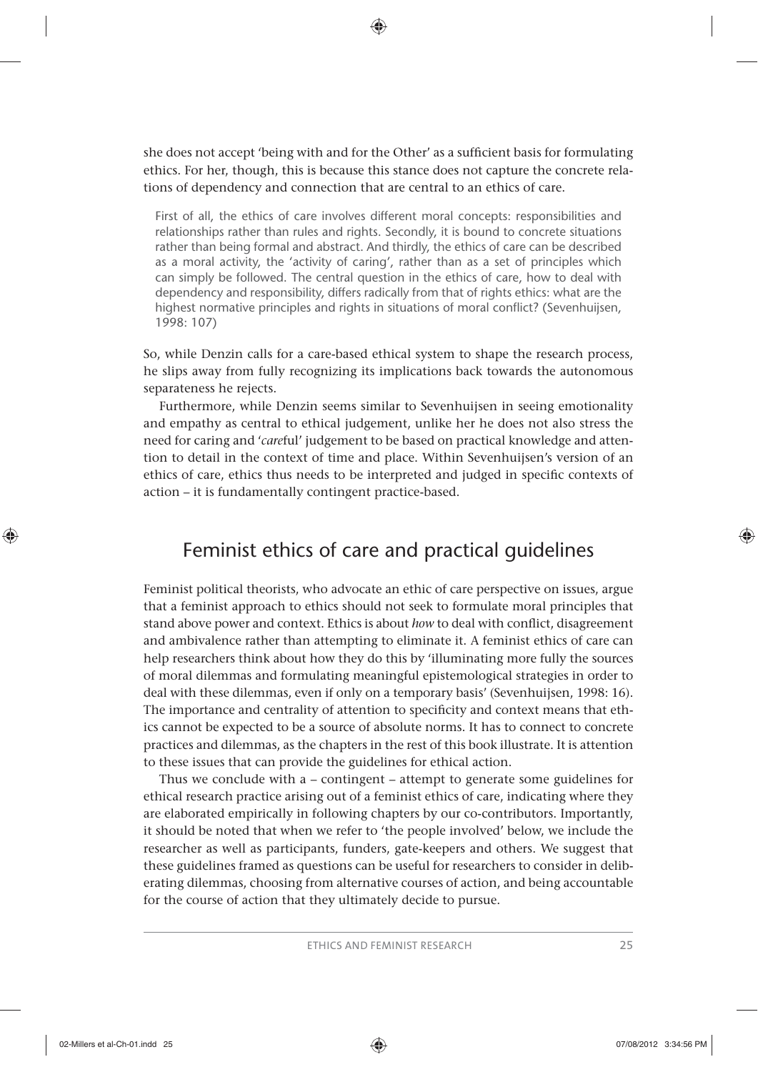she does not accept 'being with and for the Other' as a sufficient basis for formulating ethics. For her, though, this is because this stance does not capture the concrete relations of dependency and connection that are central to an ethics of care.

> First of all, the ethics of care involves different moral concepts: responsibilities and relationships rather than rules and rights. Secondly, it is bound to concrete situations rather than being formal and abstract. And thirdly, the ethics of care can be described as a moral activity, the 'activity of caring', rather than as a set of principles which can simply be followed. The central question in the ethics of care, how to deal with dependency and responsibility, differs radically from that of rights ethics: what are the highest normative principles and rights in situations of moral conflict? (Sevenhuijsen, 1998: 107)

So, while Denzin calls for a care-based ethical system to shape the research process, he slips away from fully recognizing its implications back towards the autonomous separateness he rejects.

Furthermore, while Denzin seems similar to Sevenhuijsen in seeing emotionality and empathy as central to ethical judgement, unlike her he does not also stress the need for caring and '*care*ful' judgement to be based on practical knowledge and attention to detail in the context of time and place. Within Sevenhuijsen's version of an ethics of care, ethics thus needs to be interpreted and judged in specific contexts of action – it is fundamentally contingent practice-based.

## Feminist ethics of care and practical guidelines

Feminist political theorists, who advocate an ethic of care perspective on issues, argue that a feminist approach to ethics should not seek to formulate moral principles that stand above power and context. Ethics is about *how* to deal with conflict, disagreement and ambivalence rather than attempting to eliminate it. A feminist ethics of care can help researchers think about how they do this by 'illuminating more fully the sources of moral dilemmas and formulating meaningful epistemological strategies in order to deal with these dilemmas, even if only on a temporary basis' (Sevenhuijsen, 1998: 16). The importance and centrality of attention to specificity and context means that ethics cannot be expected to be a source of absolute norms. It has to connect to concrete practices and dilemmas, as the chapters in the rest of this book illustrate. It is attention to these issues that can provide the guidelines for ethical action.

Thus we conclude with a – contingent – attempt to generate some guidelines for ethical research practice arising out of a feminist ethics of care, indicating where they are elaborated empirically in following chapters by our co-contributors. Importantly, it should be noted that when we refer to 'the people involved' below, we include the researcher as well as participants, funders, gate-keepers and others. We suggest that these guidelines framed as questions can be useful for researchers to consider in deliberating dilemmas, choosing from alternative courses of action, and being accountable for the course of action that they ultimately decide to pursue.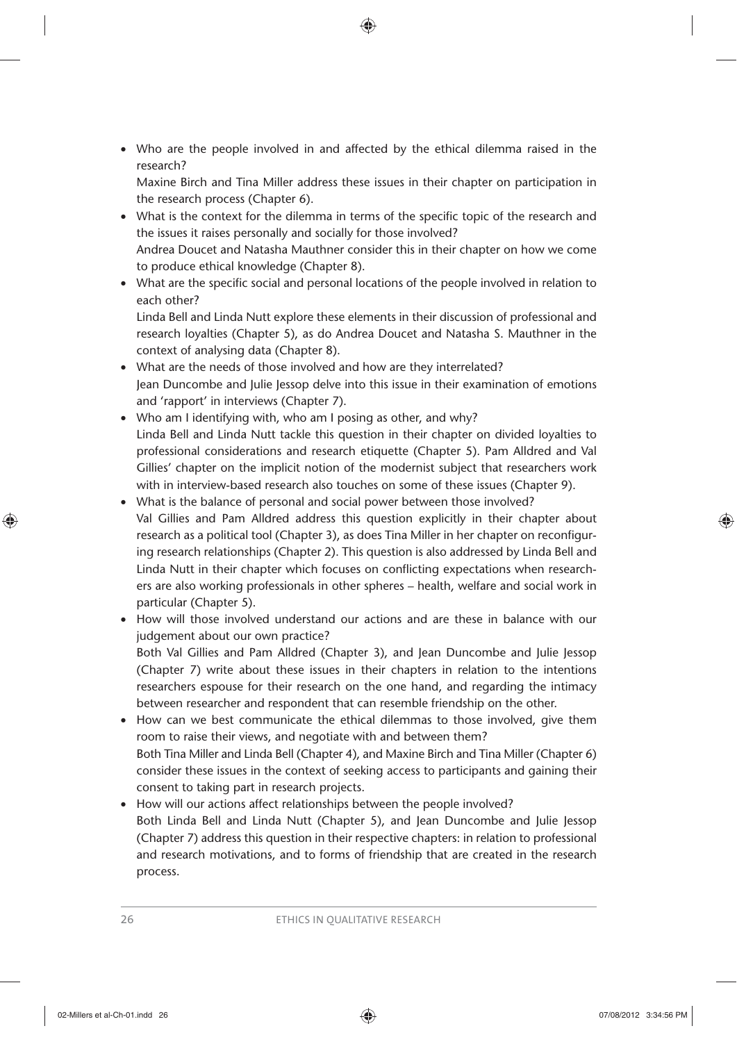- Who are the people involved in and affected by the ethical dilemma raised in the research?
  Maxine Birch and Tina Miller address these issues in their chapter on participation in the research process (Chapter 6).
- What is the context for the dilemma in terms of the specific topic of the research and the issues it raises personally and socially for those involved?
  Andrea Doucet and Natasha Mauthner consider this in their chapter on how we come to produce ethical knowledge (Chapter 8).
- What are the specific social and personal locations of the people involved in relation to each other?
  Linda Bell and Linda Nutt explore these elements in their discussion of professional and research loyalties (Chapter 5), as do Andrea Doucet and Natasha S. Mauthner in the context of analysing data (Chapter 8).
- What are the needs of those involved and how are they interrelated?
  Jean Duncombe and Julie Jessop delve into this issue in their examination of emotions and 'rapport' in interviews (Chapter 7).
- Who am I identifying with, who am I posing as other, and why?
  Linda Bell and Linda Nutt tackle this question in their chapter on divided loyalties to professional considerations and research etiquette (Chapter 5). Pam Alldred and Val Gillies' chapter on the implicit notion of the modernist subject that researchers work with in interview-based research also touches on some of these issues (Chapter 9).
- What is the balance of personal and social power between those involved?
  Val Gillies and Pam Alldred address this question explicitly in their chapter about research as a political tool (Chapter 3), as does Tina Miller in her chapter on reconfiguring research relationships (Chapter 2). This question is also addressed by Linda Bell and Linda Nutt in their chapter which focuses on conflicting expectations when researchers are also working professionals in other spheres – health, welfare and social work in particular (Chapter 5).
- How will those involved understand our actions and are these in balance with our judgement about our own practice?
  Both Val Gillies and Pam Alldred (Chapter 3), and Jean Duncombe and Julie Jessop (Chapter 7) write about these issues in their chapters in relation to the intentions researchers espouse for their research on the one hand, and regarding the intimacy between researcher and respondent that can resemble friendship on the other.
- How can we best communicate the ethical dilemmas to those involved, give them room to raise their views, and negotiate with and between them?
  Both Tina Miller and Linda Bell (Chapter 4), and Maxine Birch and Tina Miller (Chapter 6) consider these issues in the context of seeking access to participants and gaining their consent to taking part in research projects.
- How will our actions affect relationships between the people involved?
  Both Linda Bell and Linda Nutt (Chapter 5), and Jean Duncombe and Julie Jessop (Chapter 7) address this question in their respective chapters: in relation to professional and research motivations, and to forms of friendship that are created in the research process.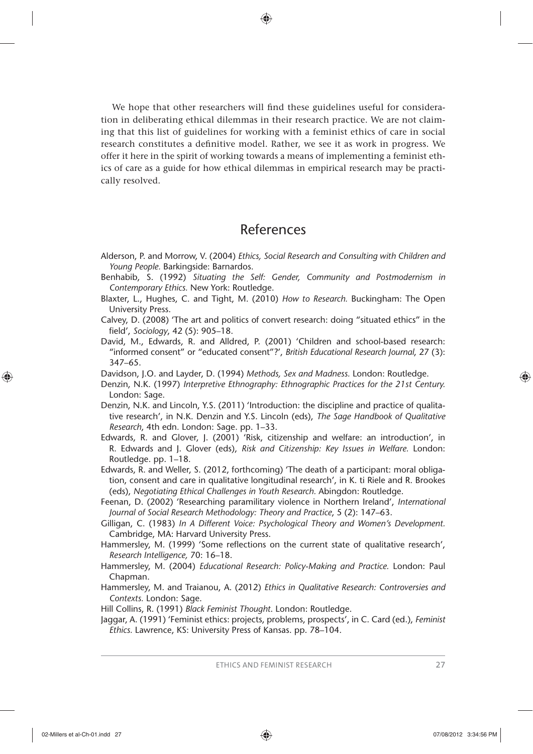We hope that other researchers will find these guidelines useful for consideration in deliberating ethical dilemmas in their research practice. We are not claiming that this list of guidelines for working with a feminist ethics of care in social research constitutes a definitive model. Rather, we see it as work in progress. We offer it here in the spirit of working towards a means of implementing a feminist ethics of care as a guide for how ethical dilemmas in empirical research may be practically resolved.

## References

Alderson, P. and Morrow, V. (2004) *Ethics, Social Research and Consulting with Children and Young People.* Barkingside: Barnardos.

Benhabib, S. (1992) *Situating the Self: Gender, Community and Postmodernism in Contemporary Ethics.* New York: Routledge.

Blaxter, L., Hughes, C. and Tight, M. (2010) *How to Research.* Buckingham: The Open University Press.

Calvey, D. (2008) 'The art and politics of convert research: doing "situated ethics" in the field', *Sociology*, 42 (5): 905–18.

David, M., Edwards, R. and Alldred, P. (2001) 'Children and school-based research: "informed consent" or "educated consent"?', *British Educational Research Journal*, 27 (3): 347–65.

Davidson, J.O. and Layder, D. (1994) *Methods, Sex and Madness.* London: Routledge.

Denzin, N.K. (1997) *Interpretive Ethnography: Ethnographic Practices for the 21st Century.* London: Sage.

Denzin, N.K. and Lincoln, Y.S. (2011) 'Introduction: the discipline and practice of qualitative research', in N.K. Denzin and Y.S. Lincoln (eds), *The Sage Handbook of Qualitative Research*, 4th edn. London: Sage. pp. 1–33.

Edwards, R. and Glover, J. (2001) 'Risk, citizenship and welfare: an introduction', in R. Edwards and J. Glover (eds), *Risk and Citizenship: Key Issues in Welfare.* London: Routledge. pp. 1–18.

Edwards, R. and Weller, S. (2012, forthcoming) 'The death of a participant: moral obligation, consent and care in qualitative longitudinal research', in K. ti Riele and R. Brookes (eds), *Negotiating Ethical Challenges in Youth Research.* Abingdon: Routledge.

Feenan, D. (2002) 'Researching paramilitary violence in Northern Ireland', *International Journal of Social Research Methodology: Theory and Practice*, 5 (2): 147–63.

Gilligan, C. (1983) *In A Different Voice: Psychological Theory and Women's Development.* Cambridge, MA: Harvard University Press.

Hammersley, M. (1999) 'Some reflections on the current state of qualitative research', *Research Intelligence,* 70: 16–18.

Hammersley, M. (2004) *Educational Research: Policy-Making and Practice.* London: Paul Chapman.

Hammersley, M. and Traianou, A. (2012) *Ethics in Qualitative Research: Controversies and Contexts.* London: Sage.

Hill Collins, R. (1991) *Black Feminist Thought.* London: Routledge.

Jaggar, A. (1991) 'Feminist ethics: projects, problems, prospects', in C. Card (ed.), *Feminist Ethics.* Lawrence, KS: University Press of Kansas. pp. 78–104.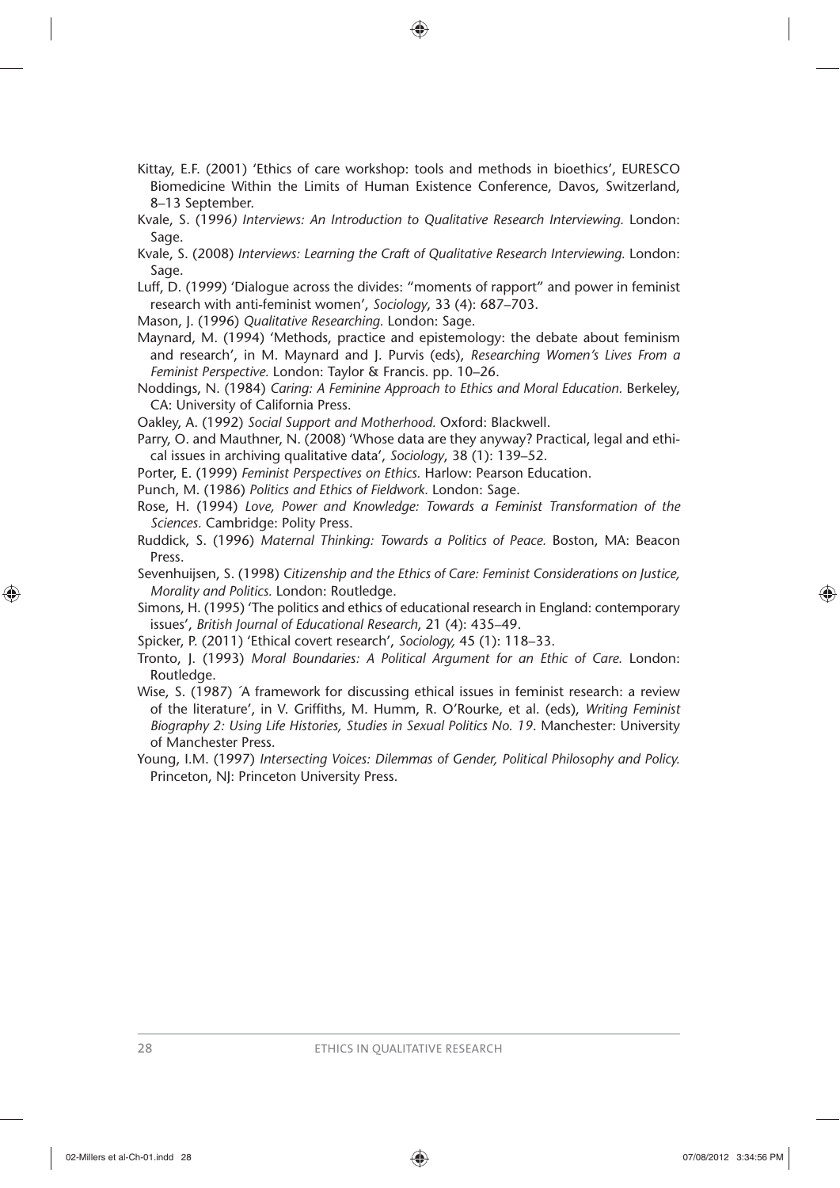Kittay, E.F. (2001) 'Ethics of care workshop: tools and methods in bioethics', EURESCO Biomedicine Within the Limits of Human Existence Conference, Davos, Switzerland, 8–13 September.

Kvale, S. (1996*) Interviews: An Introduction to Qualitative Research Interviewing.* London: Sage.

Kvale, S. (2008) *Interviews: Learning the Craft of Qualitative Research Interviewing.* London: Sage.

Luff, D. (1999) 'Dialogue across the divides: "moments of rapport" and power in feminist research with anti-feminist women', *Sociology*, 33 (4): 687–703.

Mason, J. (1996) *Qualitative Researching.* London: Sage.

Maynard, M. (1994) 'Methods, practice and epistemology: the debate about feminism and research', in M. Maynard and J. Purvis (eds), *Researching Women's Lives From a Feminist Perspective.* London: Taylor & Francis. pp. 10–26.

Noddings, N. (1984) *Caring: A Feminine Approach to Ethics and Moral Education.* Berkeley, CA: University of California Press.

Oakley, A. (1992) *Social Support and Motherhood.* Oxford: Blackwell.

Parry, O. and Mauthner, N. (2008) 'Whose data are they anyway? Practical, legal and ethical issues in archiving qualitative data', *Sociology*, 38 (1): 139–52.

Porter, E. (1999) *Feminist Perspectives on Ethics.* Harlow: Pearson Education.

Punch, M. (1986) *Politics and Ethics of Fieldwork.* London: Sage.

Rose, H. (1994) *Love, Power and Knowledge: Towards a Feminist Transformation of the Sciences.* Cambridge: Polity Press.

Ruddick, S. (1996) *Maternal Thinking: Towards a Politics of Peace.* Boston, MA: Beacon Press.

Sevenhuijsen, S. (1998) *Citizenship and the Ethics of Care: Feminist Considerations on Justice, Morality and Politics.* London: Routledge.

Simons, H. (1995) 'The politics and ethics of educational research in England: contemporary issues', *British Journal of Educational Research*, 21 (4): 435–49.

Spicker, P. (2011) 'Ethical covert research', *Sociology,* 45 (1): 118–33.

Tronto, J. (1993) *Moral Boundaries: A Political Argument for an Ethic of Care.* London: Routledge.

Wise, S. (1987) ´A framework for discussing ethical issues in feminist research: a review of the literature', in V. Griffiths, M. Humm, R. O'Rourke, et al. (eds), *Writing Feminist Biography 2: Using Life Histories, Studies in Sexual Politics No. 19*. Manchester: University of Manchester Press.

Young, I.M. (1997) *Intersecting Voices: Dilemmas of Gender, Political Philosophy and Policy.* Princeton, NJ: Princeton University Press.